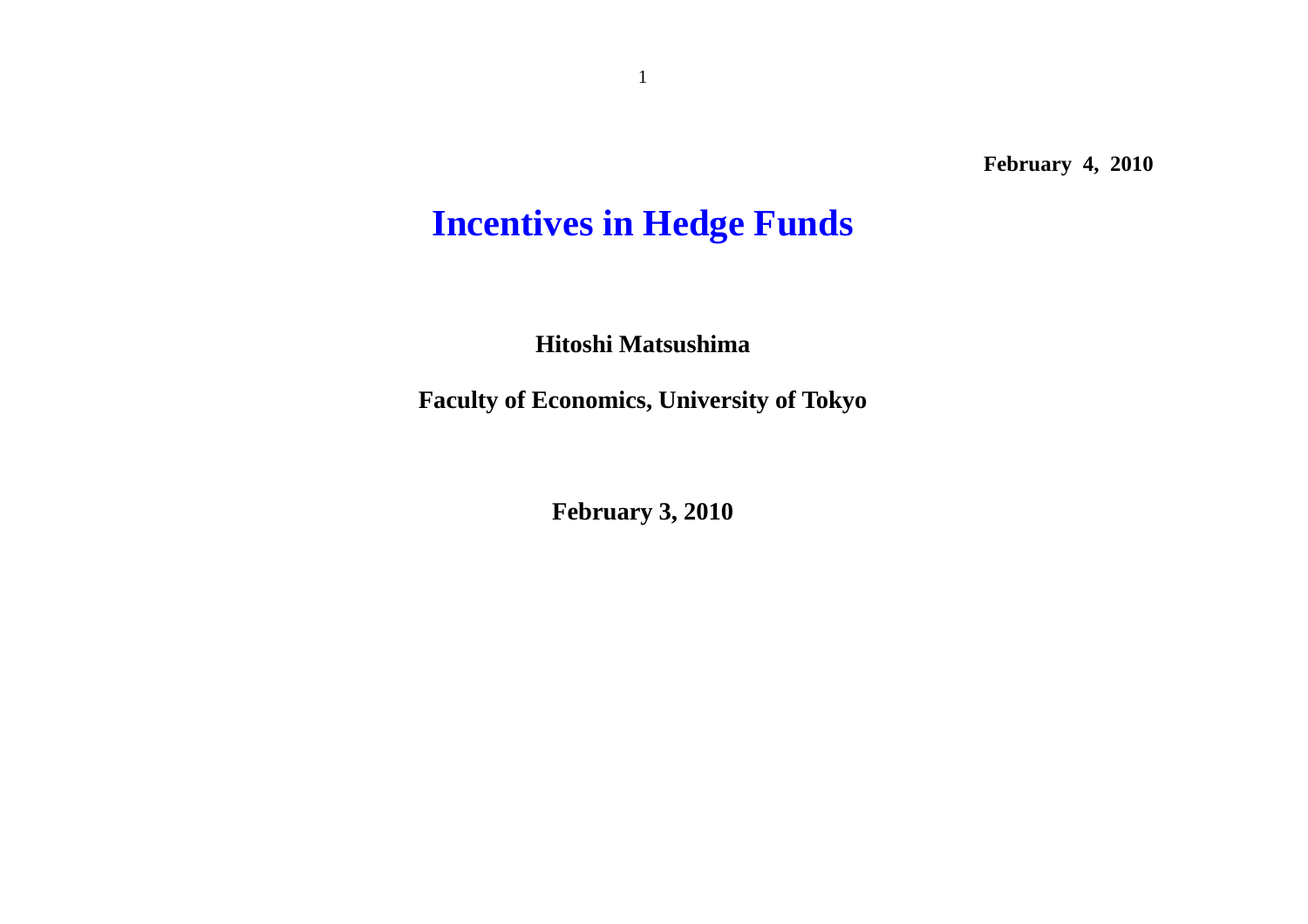**February 4, 2010**

# Incentives in Hedge Funds

**Hitoshi Matsushima**

**Faculty of Economics, University of Tokyo**

**February 3, 2010**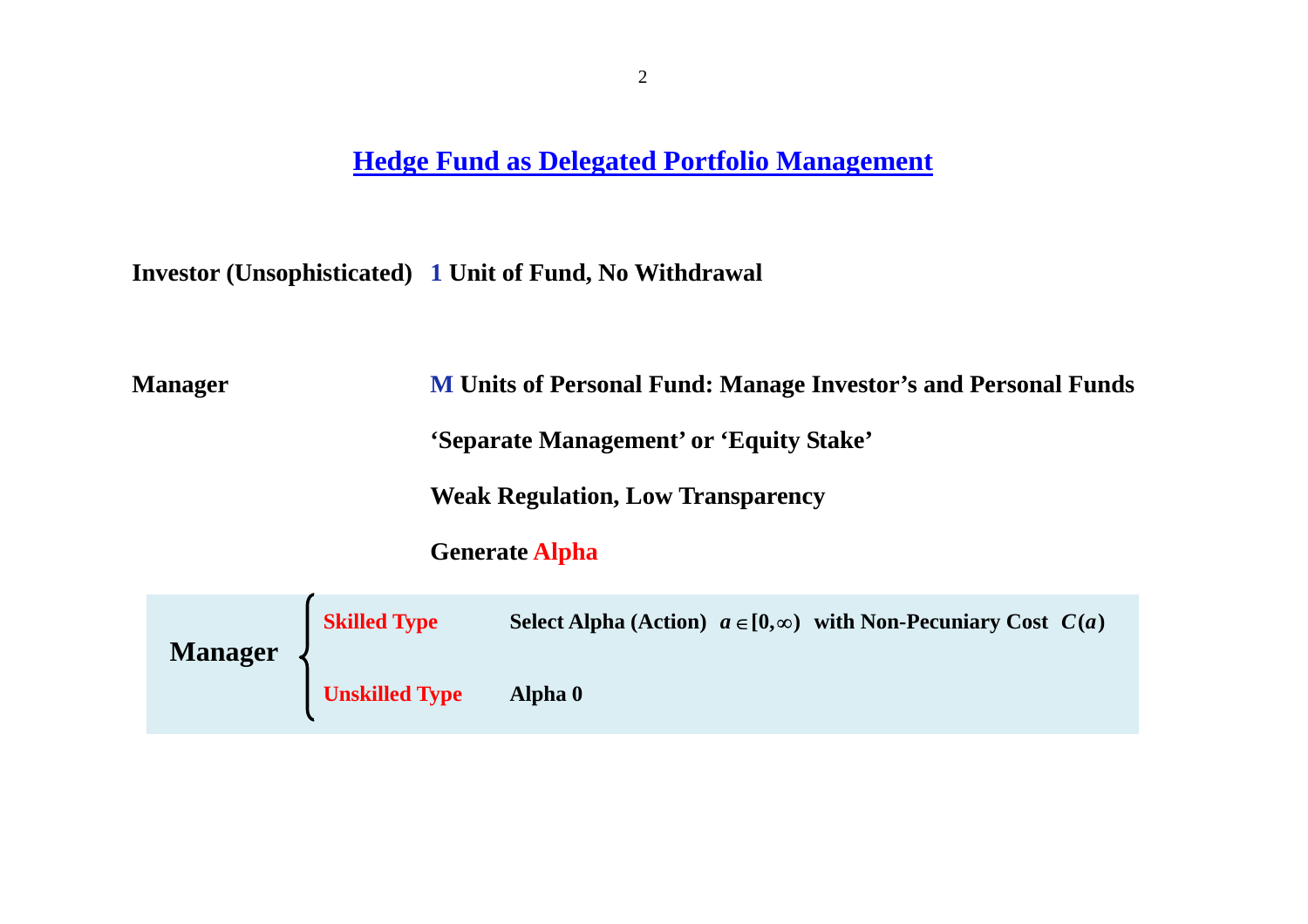# Hedge Fund as Delegated Portfolio Management

**Investor (Unsophisticated)** **1 Unit of Fund, No Withdrawal**

**Manager** **M Units of Personal Fund: Manage Investor's and Personal Funds**

**'Separate Management' or 'Equity Stake'**

**Weak Regulation, Low Transparency**

**Generate Alpha**

**Manager**

- **Skilled Type** — **Select Alpha (Action)** $a \in [0, \infty)$ **with Non-Pecuniary Cost** $C(a)$
- **Unskilled Type** — **Alpha 0**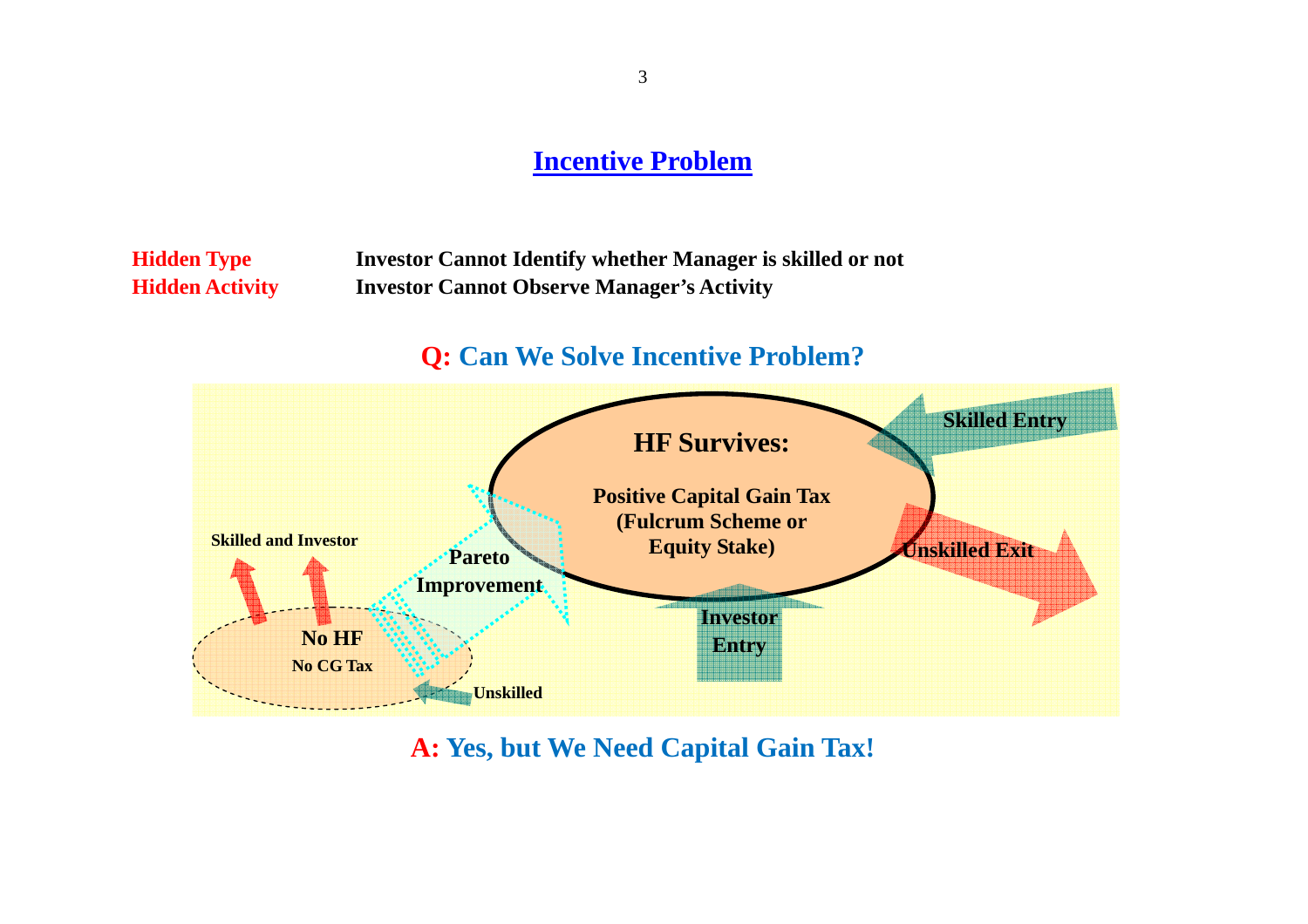## Incentive Problem

**Hidden Type** — Investor Cannot Identify whether Manager is skilled or not

**Hidden Activity** — Investor Cannot Observe Manager's Activity

**Q: Can We Solve Incentive Problem?**

**HF Survives:**

**Positive Capital Gain Tax (Fulcrum Scheme or Equity Stake)**

**Skilled Entry**

**Unskilled Exit**

**Investor Entry**

**Pareto Improvement**

**Skilled and Investor**

**No HF**

**No CG Tax**

**Unskilled**

**A: Yes, but We Need Capital Gain Tax!**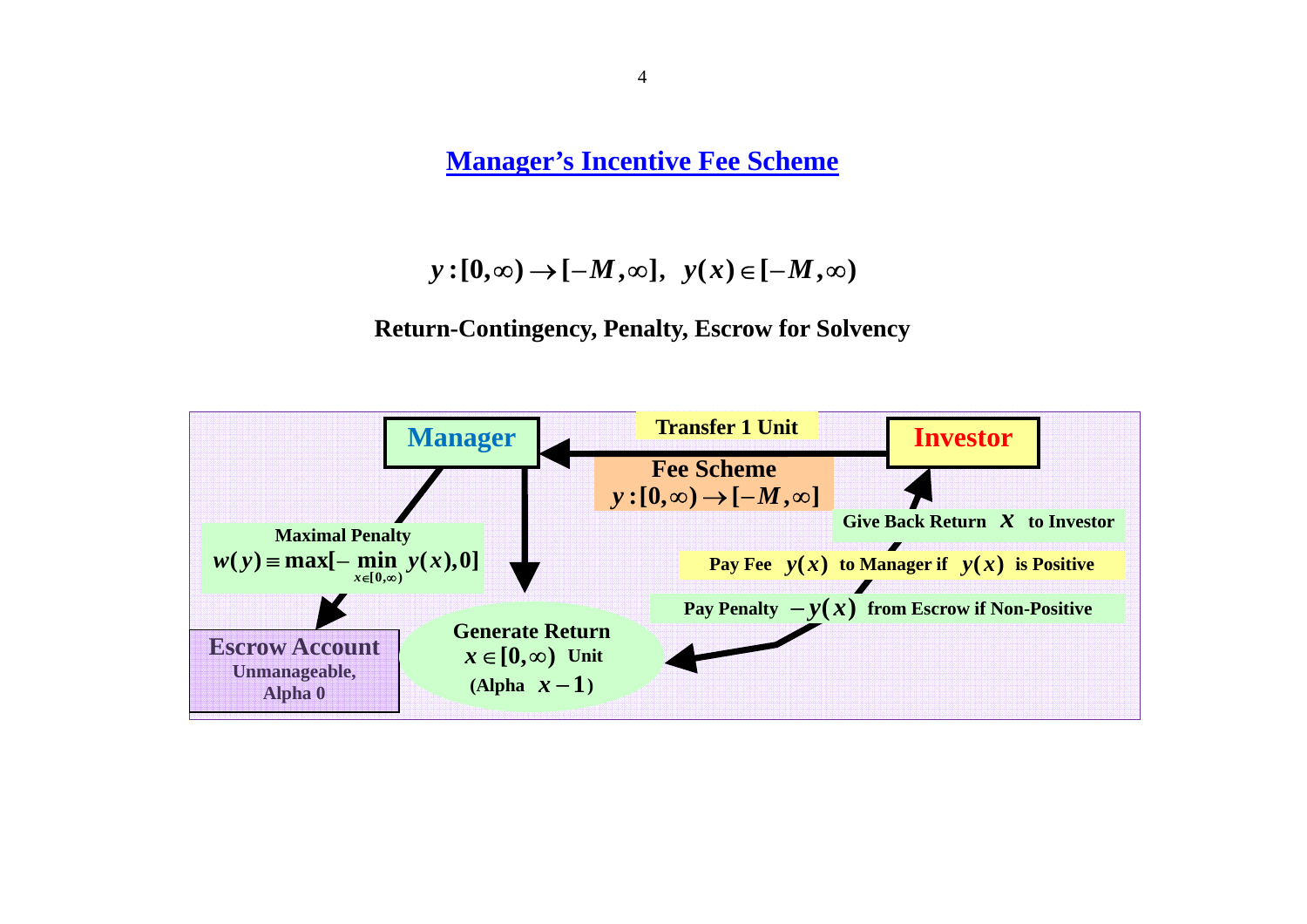## Manager's Incentive Fee Scheme

$$y:[0,\infty)\rightarrow[-M,\infty],\;\; y(x)\in[-M,\infty)$$

**Return-Contingency, Penalty, Escrow for Solvency**

**Manager**

**Transfer 1 Unit**

**Investor**

**Fee Scheme**
$y:[0,\infty)\rightarrow[-M,\infty]$

**Maximal Penalty**
$w(y)\equiv\max[-\min_{x\in[0,\infty)} y(x),0]$

**Give Back Return** $x$ **to Investor**

**Pay Fee** $y(x)$ **to Manager if** $y(x)$ **is Positive**

**Pay Penalty** $-y(x)$ **from Escrow if Non-Positive**

**Escrow Account**
**Unmanageable,**
**Alpha 0**

**Generate Return**
$x\in[0,\infty)$ **Unit**
**(Alpha** $x-1$**)**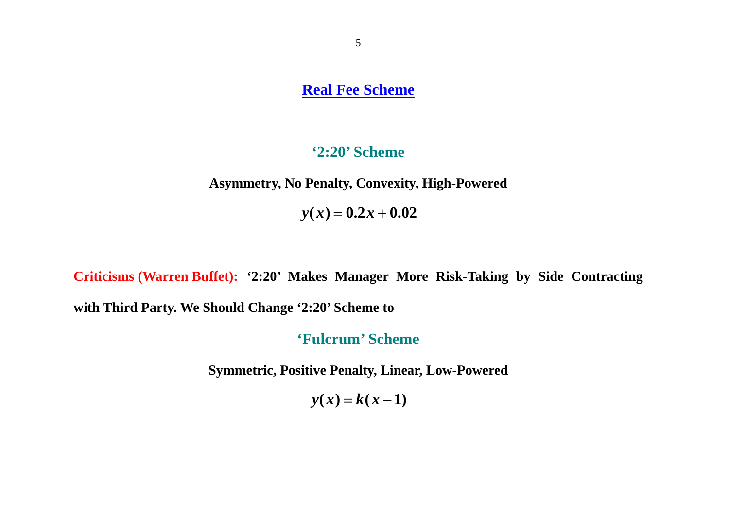# Real Fee Scheme

## '2:20' Scheme

**Asymmetry, No Penalty, Convexity, High-Powered**

$$y(x) = 0.2x + 0.02$$

**Criticisms (Warren Buffet): '2:20' Makes Manager More Risk-Taking by Side Contracting with Third Party. We Should Change '2:20' Scheme to**

## 'Fulcrum' Scheme

**Symmetric, Positive Penalty, Linear, Low-Powered**

$$y(x) = k(x - 1)$$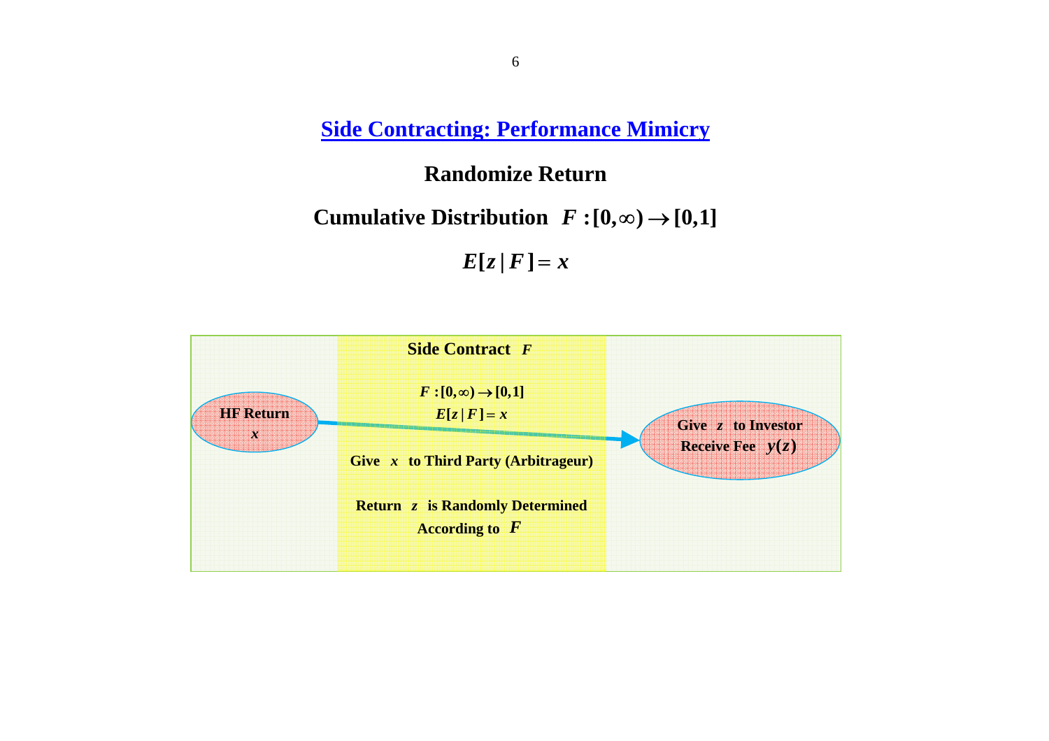## Side Contracting: Performance Mimicry

### Randomize Return

**Cumulative Distribution** $F:[0,\infty)\rightarrow[0,1]$

$$E[z\,|\,F]=x$$

**Side Contract** $F$

$F:[0,\infty)\rightarrow[0,1]$

$E[z\,|\,F]=x$

**HF Return** $x$

**Give** $x$ **to Third Party (Arbitrageur)**

**Return** $z$ **is Randomly Determined According to** $F$

**Give** $z$ **to Investor**

**Receive Fee** $y(z)$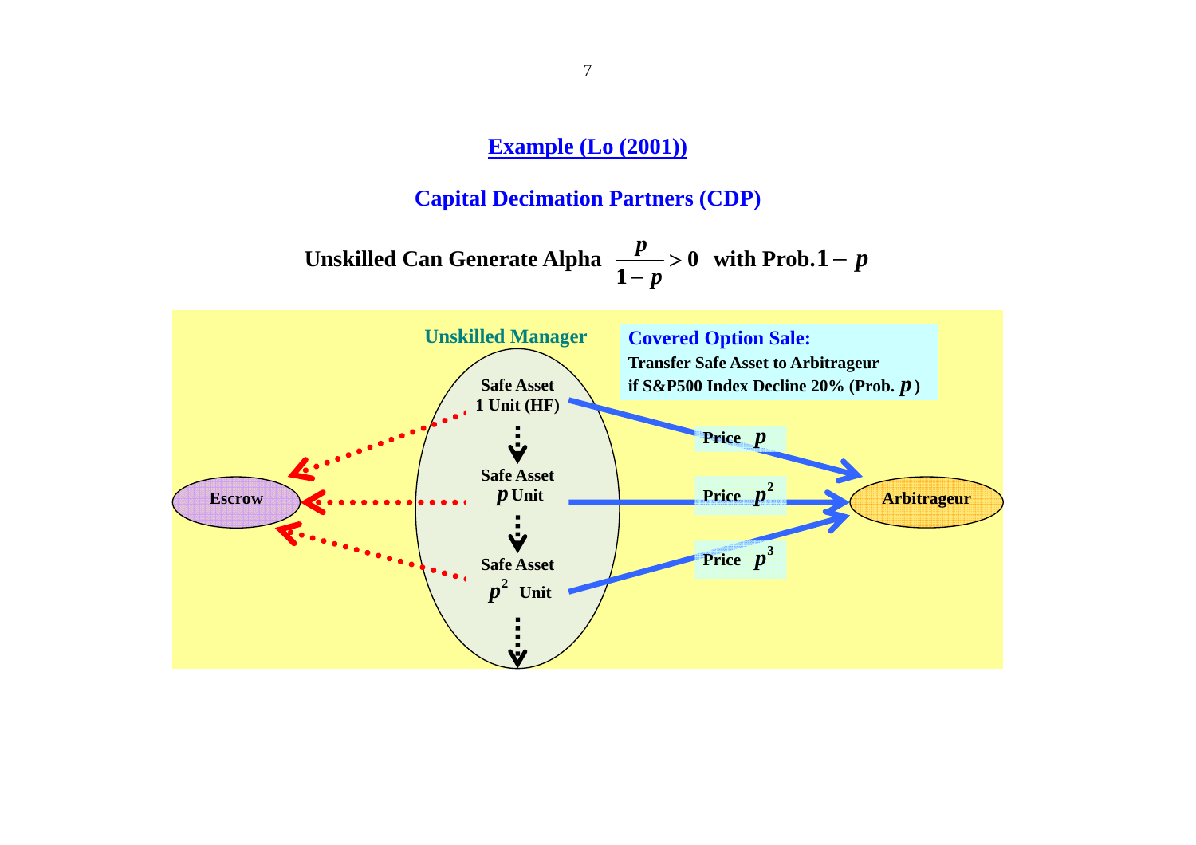# Example (Lo (2001))

## Capital Decimation Partners (CDP)

**Unskilled Can Generate Alpha $\frac{p}{1-p} > 0$ with Prob. $1-p$**

**Unskilled Manager**

**Covered Option Sale:**
**Transfer Safe Asset to Arbitrageur if S&P500 Index Decline 20% (Prob. $p$)**

- Safe Asset 1 Unit (HF) → Price $p$ → Arbitrageur
- Safe Asset $p$ Unit → Price $p^2$ → Arbitrageur
- Safe Asset $p^2$ Unit → Price $p^3$ → Arbitrageur

Escrow ← Safe Assets

Arbitrageur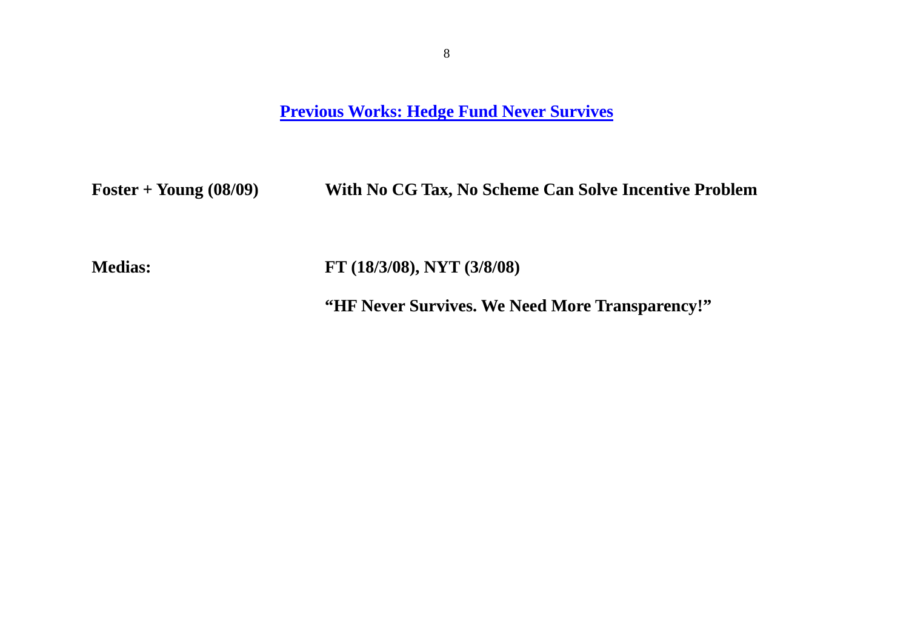## Previous Works: Hedge Fund Never Survives

**Foster + Young (08/09)** **With No CG Tax, No Scheme Can Solve Incentive Problem**

**Medias:** **FT (18/3/08), NYT (3/8/08)**

**"HF Never Survives. We Need More Transparency!"**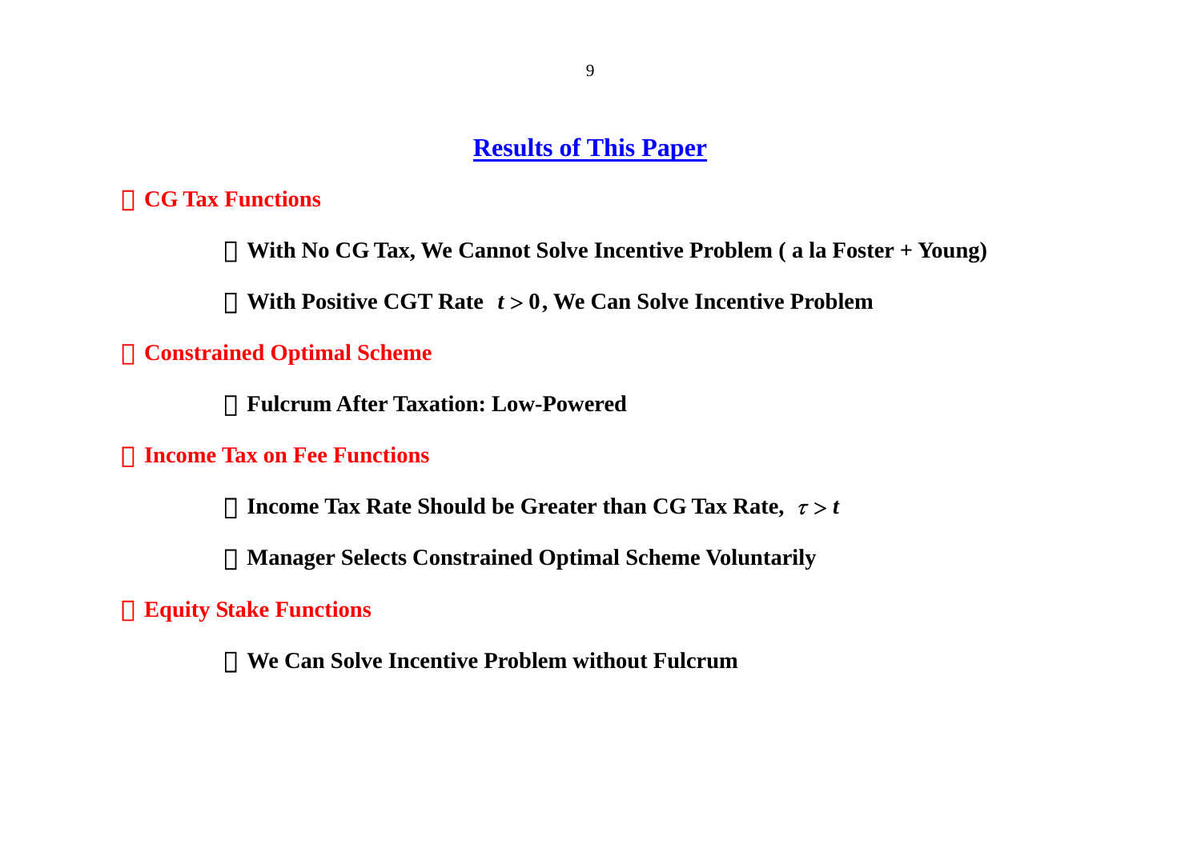# Results of This Paper

- **CG Tax Functions**
  - **With No CG Tax, We Cannot Solve Incentive Problem ( a la Foster + Young)**
  - **With Positive CGT Rate $t > 0$, We Can Solve Incentive Problem**
- **Constrained Optimal Scheme**
  - **Fulcrum After Taxation: Low-Powered**
- **Income Tax on Fee Functions**
  - **Income Tax Rate Should be Greater than CG Tax Rate, $\tau > t$**
  - **Manager Selects Constrained Optimal Scheme Voluntarily**
- **Equity Stake Functions**
  - **We Can Solve Incentive Problem without Fulcrum**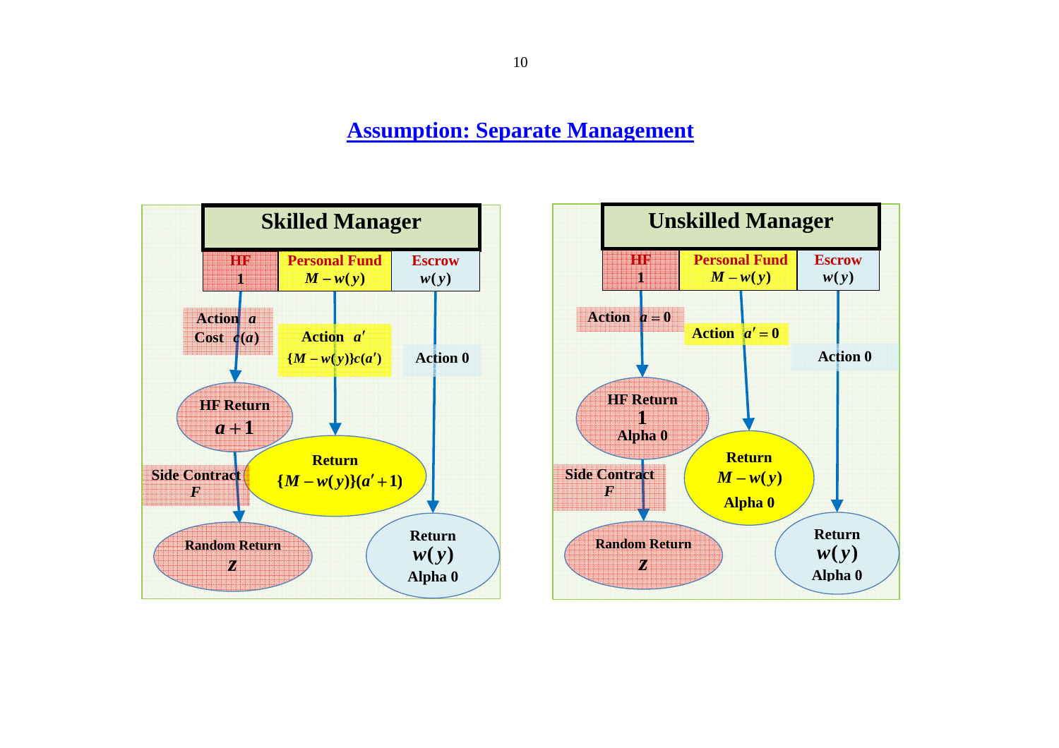# Assumption: Separate Management

## Skilled Manager

| HF | Personal Fund | Escrow |
| --- | --- | --- |
| 1 | $M - w(y)$ | $w(y)$ |

- HF: Action $a$, Cost $c(a)$ → HF Return $a+1$ → Side Contract $F$ → Random Return $z$
- Personal Fund: Action $a'$, $\{M - w(y)\}c(a')$ → Return $\{M - w(y)\}(a'+1)$
- Escrow: Action 0 → Return $w(y)$, Alpha 0

## Unskilled Manager

| HF | Personal Fund | Escrow |
| --- | --- | --- |
| 1 | $M - w(y)$ | $w(y)$ |

- HF: Action $a = 0$ → HF Return 1, Alpha 0 → Side Contract $F$ → Random Return $z$
- Personal Fund: Action $a' = 0$ → Return $M - w(y)$, Alpha 0
- Escrow: Action 0 → Return $w(y)$, Alpha 0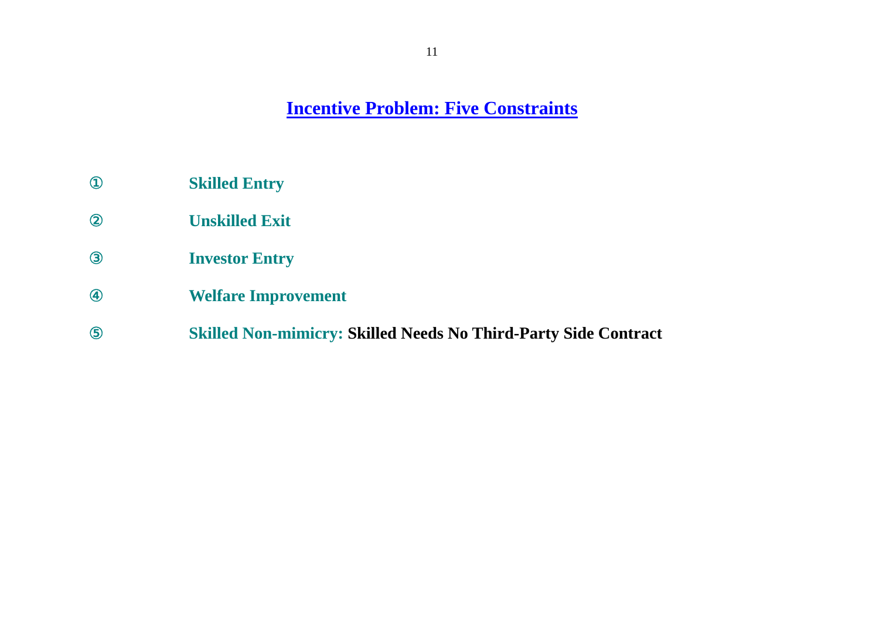## Incentive Problem: Five Constraints

① **Skilled Entry**

② **Unskilled Exit**

③ **Investor Entry**

④ **Welfare Improvement**

⑤ **Skilled Non-mimicry: Skilled Needs No Third-Party Side Contract**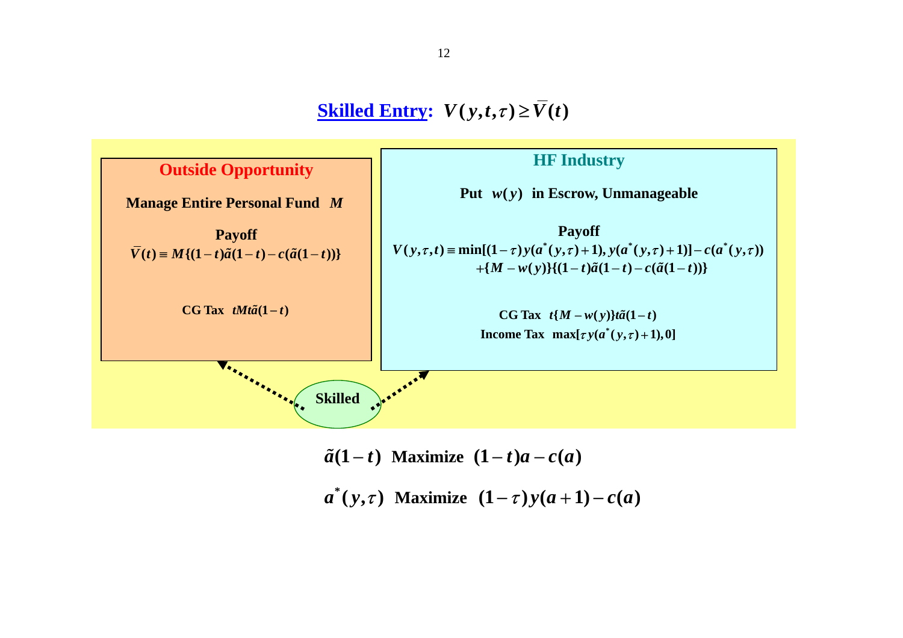## Skilled Entry: $V(y,t,\tau) \geq \bar{V}(t)$

### Outside Opportunity

**Manage Entire Personal Fund** $M$

**Payoff**

$$\bar{V}(t) \equiv M\{(1-t)\tilde{a}(1-t) - c(\tilde{a}(1-t))\}$$

**CG Tax** $tMt\tilde{a}(1-t)$

### HF Industry

**Put** $w(y)$ **in Escrow, Unmanageable**

**Payoff**

$$V(y,\tau,t) \equiv \min[(1-\tau)y(a^*(y,\tau)+1), y(a^*(y,\tau)+1)] - c(a^*(y,\tau)) + \{M - w(y)\}\{(1-t)\tilde{a}(1-t) - c(\tilde{a}(1-t))\}$$

**CG Tax** $t\{M - w(y)\}t\tilde{a}(1-t)$

**Income Tax** $\max[\tau y(a^*(y,\tau)+1), 0]$

**Skilled**

$\tilde{a}(1-t)$ **Maximize** $(1-t)a - c(a)$

$a^*(y,\tau)$ **Maximize** $(1-\tau)y(a+1) - c(a)$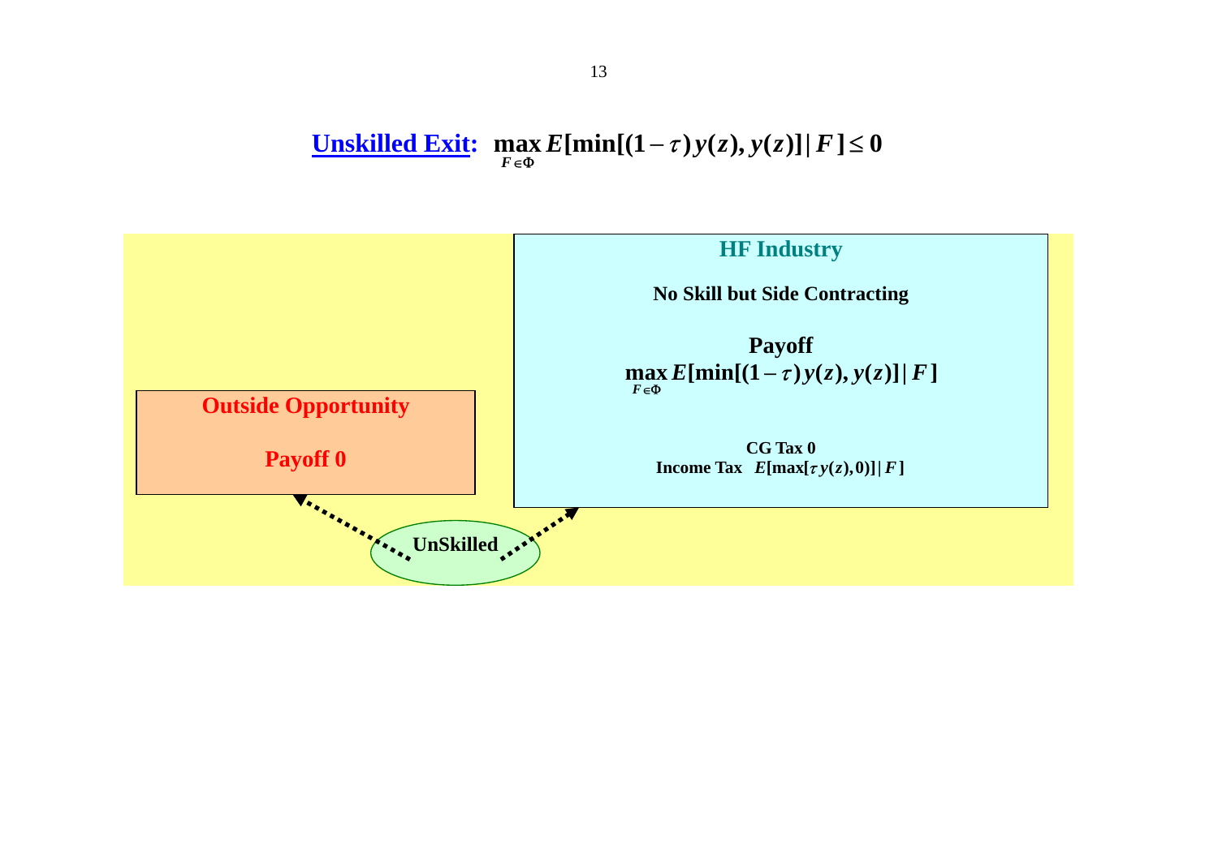**Unskilled Exit:** $\max_{F \in \Phi} E[\min[(1-\tau)y(z), y(z)] \mid F] \leq 0$

**HF Industry**

**No Skill but Side Contracting**

**Payoff**

$$\max_{F \in \Phi} E[\min[(1-\tau)y(z), y(z)] \mid F]$$

**CG Tax 0**

**Income Tax** $E[\max[\tau y(z), 0)] \mid F]$

**Outside Opportunity**

**Payoff 0**

**UnSkilled**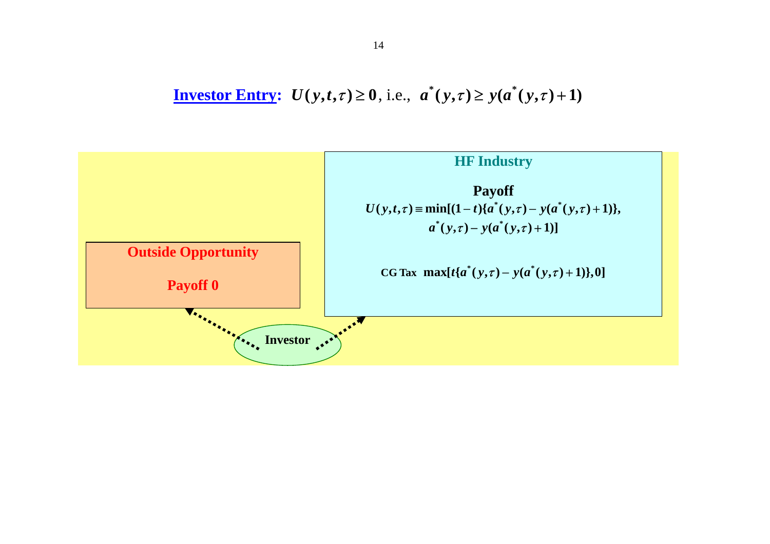**Investor Entry:** $U(y,t,\tau) \geq 0$, i.e., $a^*(y,\tau) \geq y(a^*(y,\tau)+1)$

**HF Industry**

**Payoff**

$$U(y,t,\tau) \equiv \min[(1-t)\{a^*(y,\tau) - y(a^*(y,\tau)+1)\}, a^*(y,\tau) - y(a^*(y,\tau)+1)]$$

**CG Tax** $\max[t\{a^*(y,\tau) - y(a^*(y,\tau)+1)\}, 0]$

**Outside Opportunity**

**Payoff 0**

**Investor**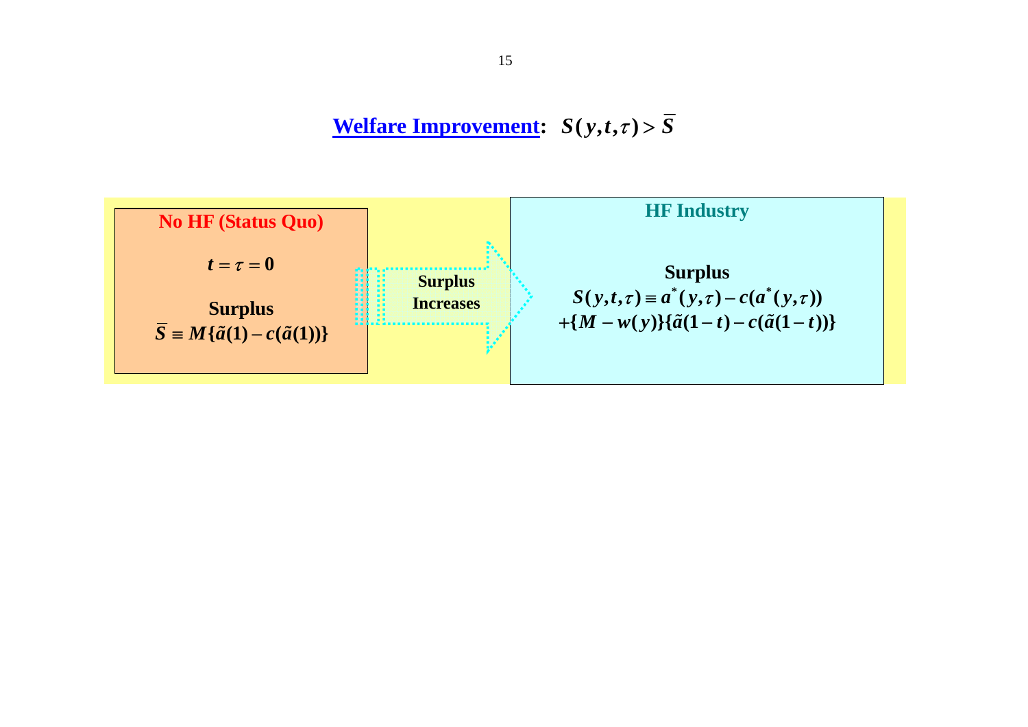## Welfare Improvement: $S(y,t,\tau) > \overline{S}$

**No HF (Status Quo)**

$t = \tau = 0$

**Surplus**

$\overline{S} \equiv M\{\tilde{a}(1) - c(\tilde{a}(1))\}$

**Surplus Increases**

**HF Industry**

**Surplus**

$$S(y,t,\tau) \equiv a^*(y,\tau) - c(a^*(y,\tau)) + \{M - w(y)\}\{\tilde{a}(1-t) - c(\tilde{a}(1-t))\}$$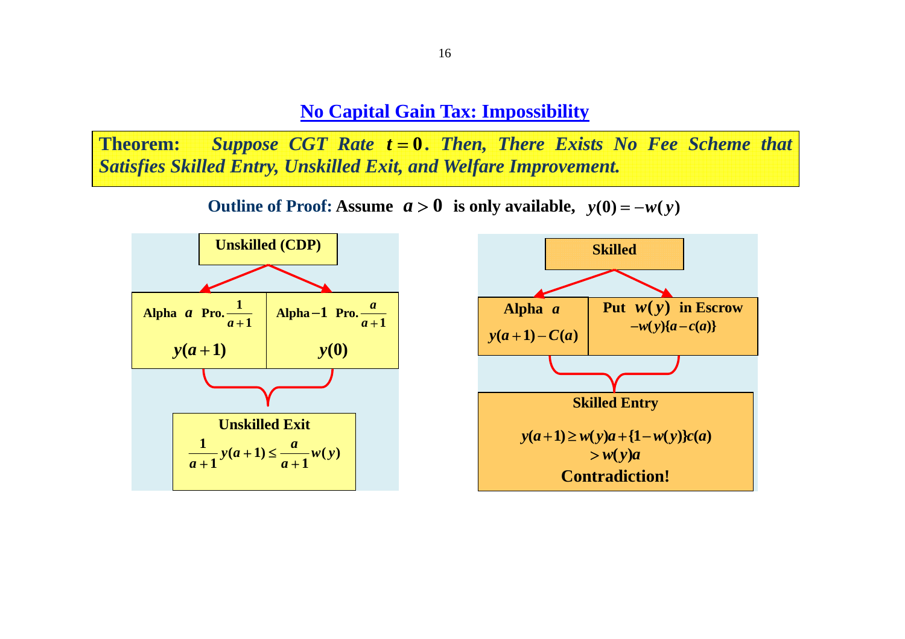## No Capital Gain Tax: Impossibility

**Theorem:** *Suppose CGT Rate $t=0$. Then, There Exists No Fee Scheme that Satisfies Skilled Entry, Unskilled Exit, and Welfare Improvement.*

**Outline of Proof:** **Assume $a>0$ is only available, $y(0)=-w(y)$**

**Unskilled (CDP)**

| Alpha $a$ Pro. $\frac{1}{a+1}$ | Alpha $-1$ Pro. $\frac{a}{a+1}$ |
|---|---|
| $y(a+1)$ | $y(0)$ |

**Unskilled Exit**

$$\frac{1}{a+1}y(a+1)\le\frac{a}{a+1}w(y)$$

**Skilled**

| Alpha $a$ | Put $w(y)$ in Escrow |
|---|---|
| $y(a+1)-C(a)$ | $-w(y)\{a-c(a)\}$ |

**Skilled Entry**

$$y(a+1)\ge w(y)a+\{1-w(y)\}c(a)$$
$$>w(y)a$$

**Contradiction!**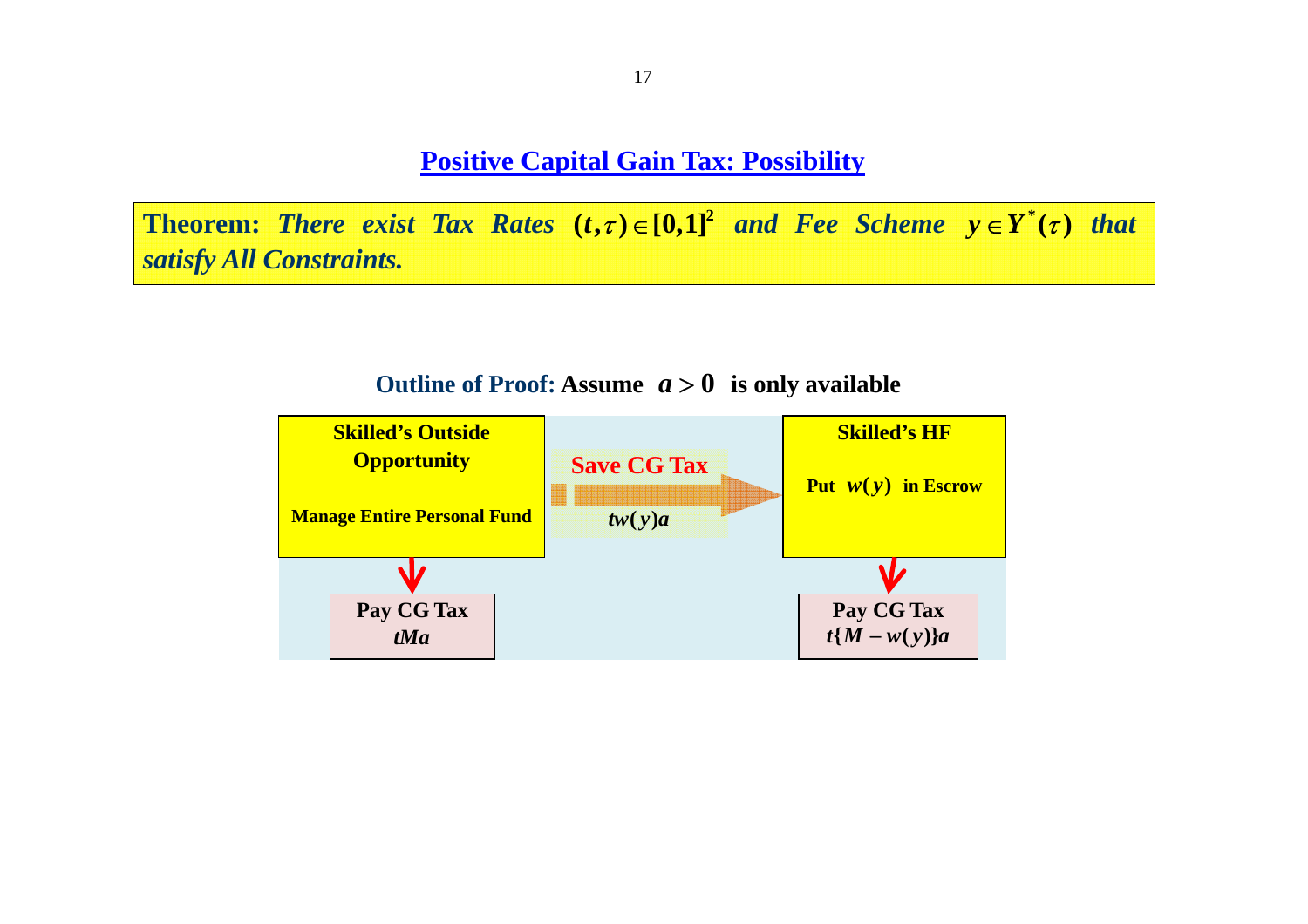# Positive Capital Gain Tax: Possibility

**Theorem:** ***There exist Tax Rates*** $(t,\tau)\in[0,1]^2$ ***and Fee Scheme*** $y\in Y^*(\tau)$ ***that satisfy All Constraints.***

**Outline of Proof:** **Assume** $a>0$ **is only available**

**Skilled's Outside Opportunity**

**Manage Entire Personal Fund**

→ **Pay CG Tax** $tMa$

**Save CG Tax** $tw(y)a$ →

**Skilled's HF**

**Put** $w(y)$ **in Escrow**

→ **Pay CG Tax** $t\{M-w(y)\}a$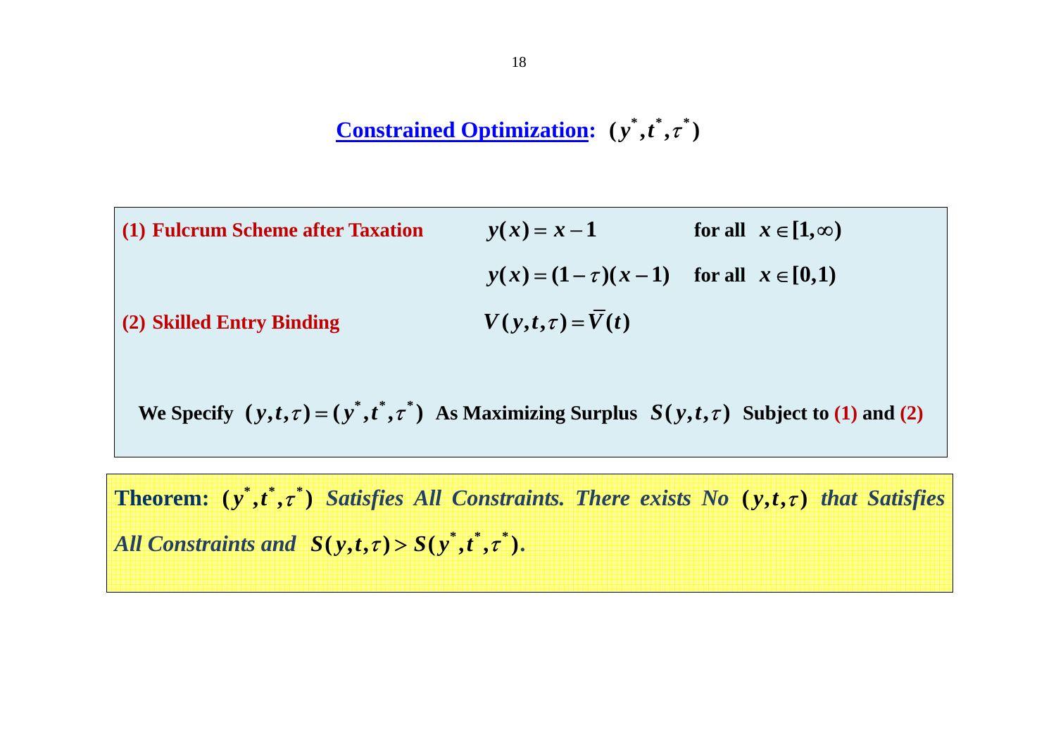# Constrained Optimization: $(y^*, t^*, \tau^*)$

**(1) Fulcrum Scheme after Taxation**

$$y(x) = x - 1 \quad \text{for all } x \in [1, \infty)$$

$$y(x) = (1-\tau)(x-1) \quad \text{for all } x \in [0, 1)$$

**(2) Skilled Entry Binding**

$$V(y, t, \tau) = \bar{V}(t)$$

**We Specify $(y, t, \tau) = (y^*, t^*, \tau^*)$ As Maximizing Surplus $S(y, t, \tau)$ Subject to (1) and (2)**

**Theorem: $(y^*, t^*, \tau^*)$** ***Satisfies All Constraints. There exists No*** **$(y, t, \tau)$** ***that Satisfies All Constraints and*** **$S(y, t, \tau) > S(y^*, t^*, \tau^*)$.**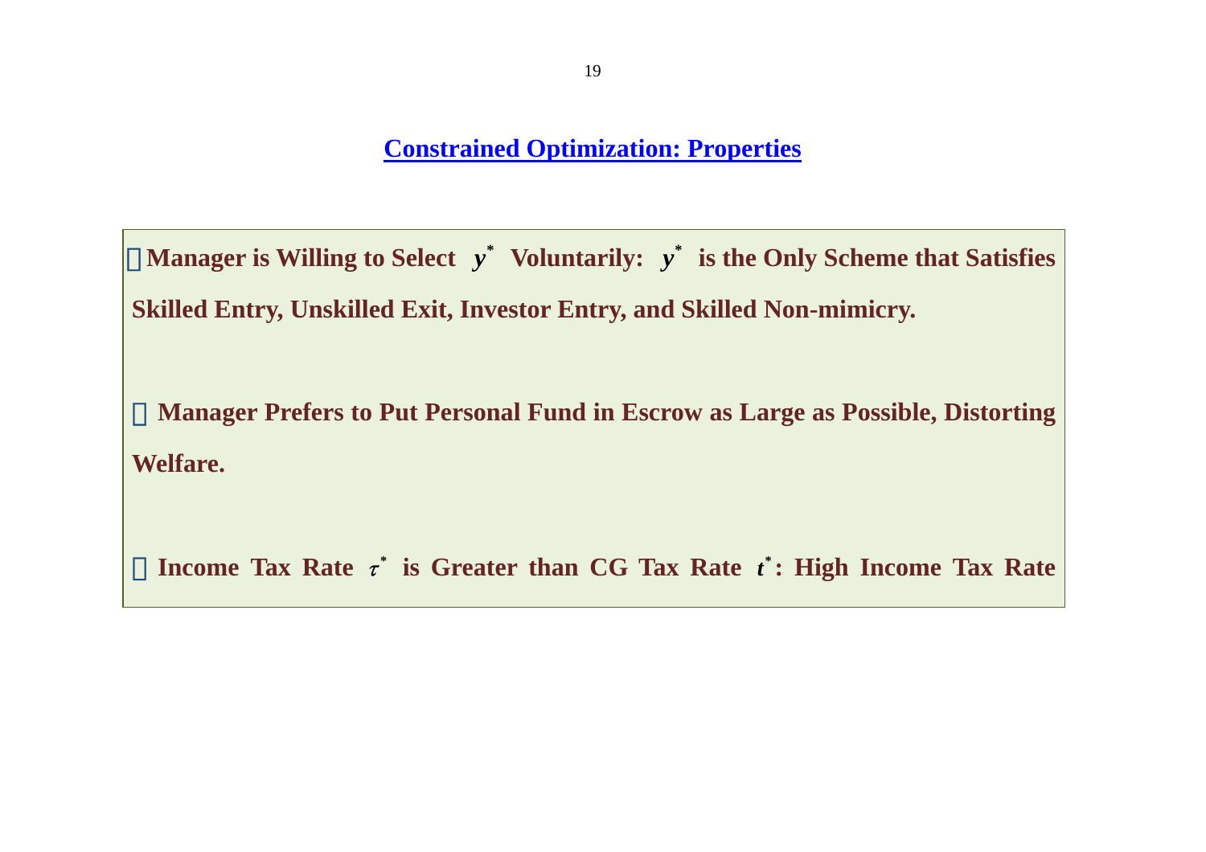## Constrained Optimization: Properties

- **Manager is Willing to Select $y^*$ Voluntarily: $y^*$ is the Only Scheme that Satisfies Skilled Entry, Unskilled Exit, Investor Entry, and Skilled Non-mimicry.**

- **Manager Prefers to Put Personal Fund in Escrow as Large as Possible, Distorting Welfare.**

- **Income Tax Rate $\tau^*$ is Greater than CG Tax Rate $t^*$: High Income Tax Rate**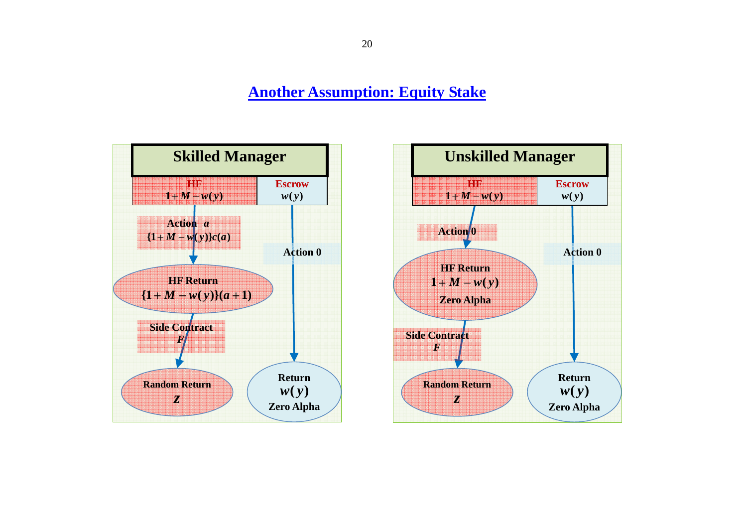# Another Assumption: Equity Stake

**Skilled Manager**

| HF | Escrow |
| --- | --- |
| $1+M-w(y)$ | $w(y)$ |

**Action** $a$

$\{1+M-w(y)\}c(a)$

**HF Return**

$\{1+M-w(y)\}(a+1)$

**Side Contract**

$F$

**Random Return**

$z$

**Action 0**

**Return**

$w(y)$

**Zero Alpha**

**Unskilled Manager**

| HF | Escrow |
| --- | --- |
| $1+M-w(y)$ | $w(y)$ |

**Action 0**

**HF Return**

$1+M-w(y)$

**Zero Alpha**

**Side Contract**

$F$

**Random Return**

$z$

**Action 0**

**Return**

$w(y)$

**Zero Alpha**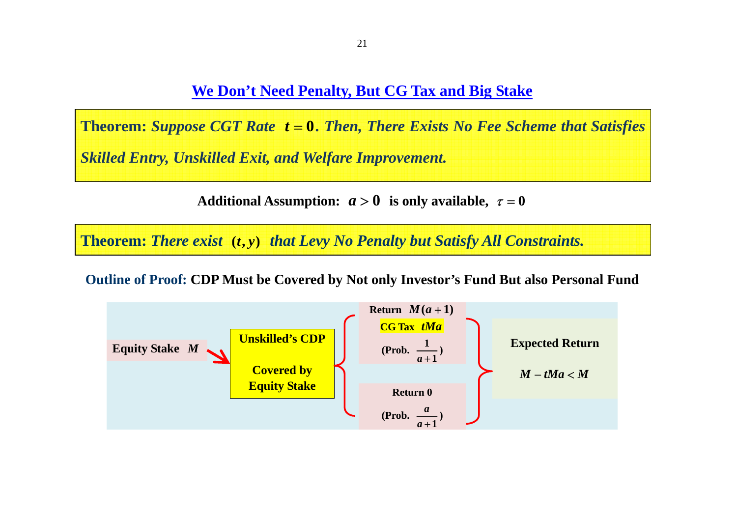## We Don't Need Penalty, But CG Tax and Big Stake

**Theorem:** *Suppose CGT Rate* $t = 0$. *Then, There Exists No Fee Scheme that Satisfies Skilled Entry, Unskilled Exit, and Welfare Improvement.*

**Additional Assumption:** $a > 0$ **is only available,** $\tau = 0$

**Theorem:** *There exist* $(t, y)$ *that Levy No Penalty but Satisfy All Constraints.*

**Outline of Proof:** **CDP Must be Covered by Not only Investor's Fund But also Personal Fund**

**Equity Stake** $M$ → **Unskilled's CDP Covered by Equity Stake**

- **Return** $M(a+1)$, **CG Tax** $tMa$ (Prob. $\frac{1}{a+1}$)
- **Return 0** (Prob. $\frac{a}{a+1}$)

**Expected Return** $M - tMa < M$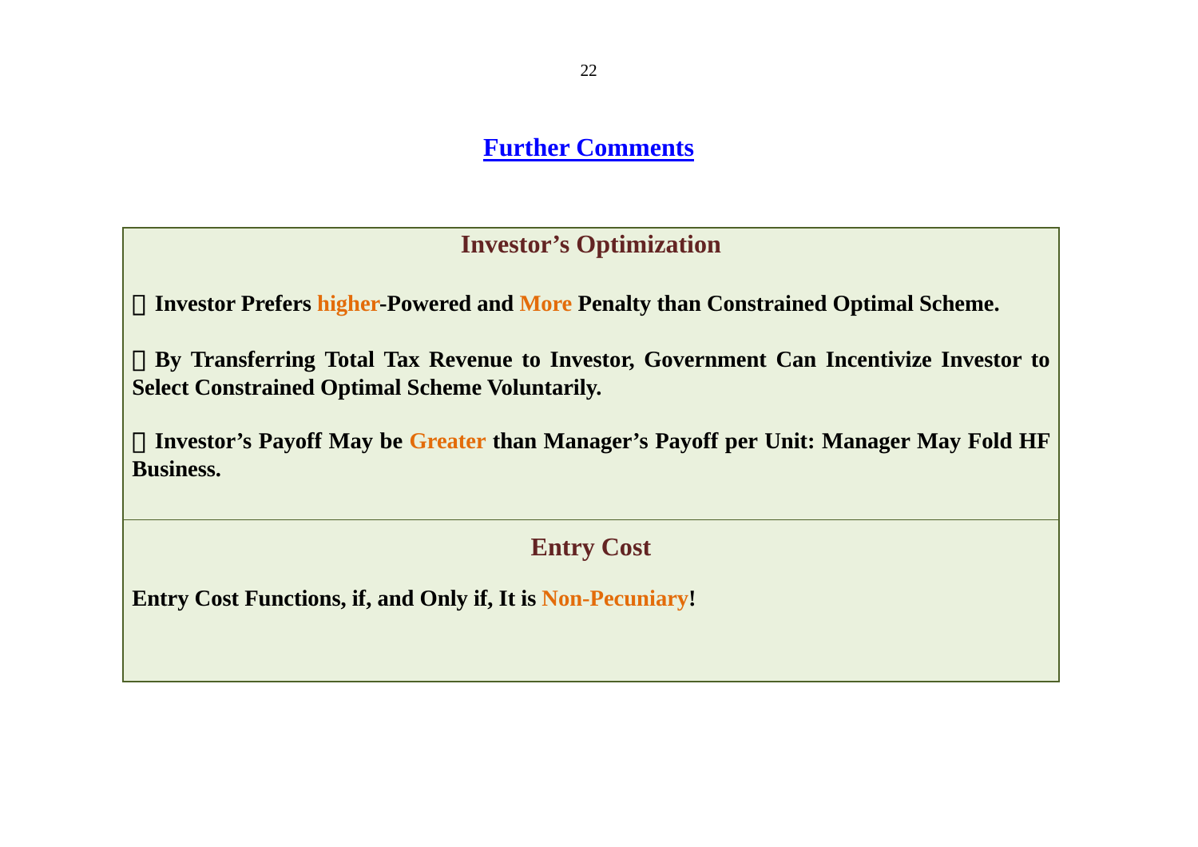# Further Comments

## Investor's Optimization

 **Investor Prefers higher-Powered and More Penalty than Constrained Optimal Scheme.**

 **By Transferring Total Tax Revenue to Investor, Government Can Incentivize Investor to Select Constrained Optimal Scheme Voluntarily.**

 **Investor's Payoff May be Greater than Manager's Payoff per Unit: Manager May Fold HF Business.**

## Entry Cost

**Entry Cost Functions, if, and Only if, It is Non-Pecuniary!**